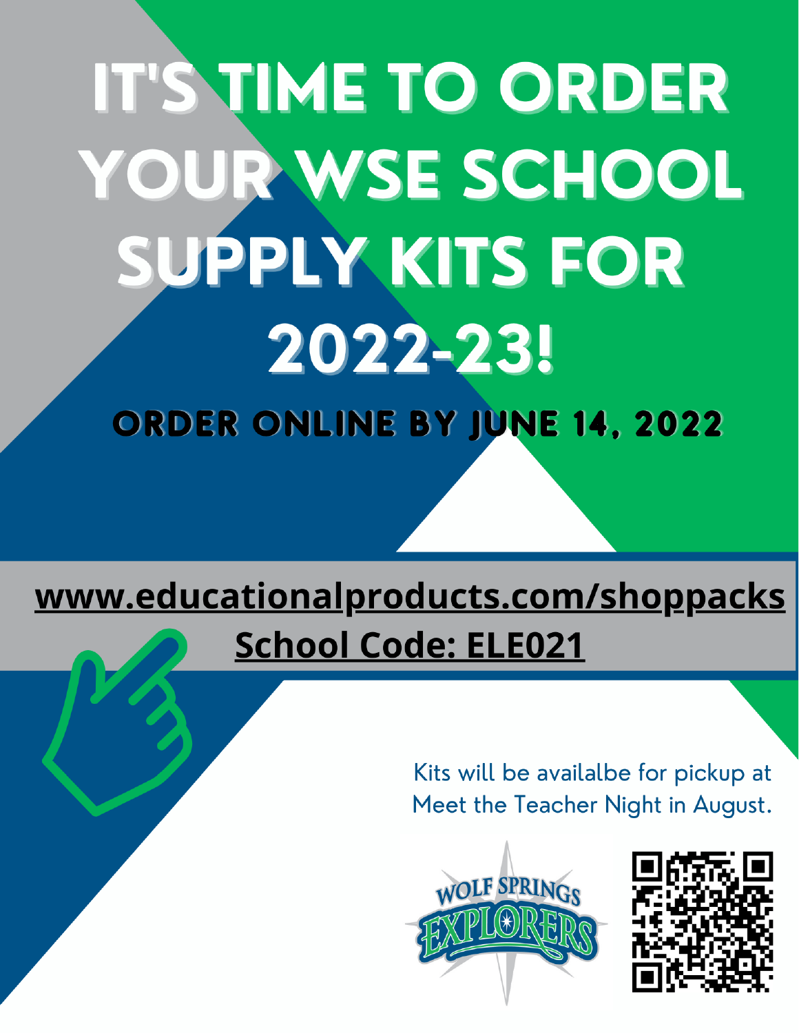# IT'S TIME TO ORDER YOUR WSE SCHOOL SUPPLY KITS FOR 2022-23!

## ORDER ONLINE BY JUNE 14, 2022

**www.educationalproducts.com/shoppacks**

**School Code: ELE021**

Kits will be availalbe for pickup at Meet the Teacher Night in August.

WOLF SPRINGS EXPLORERS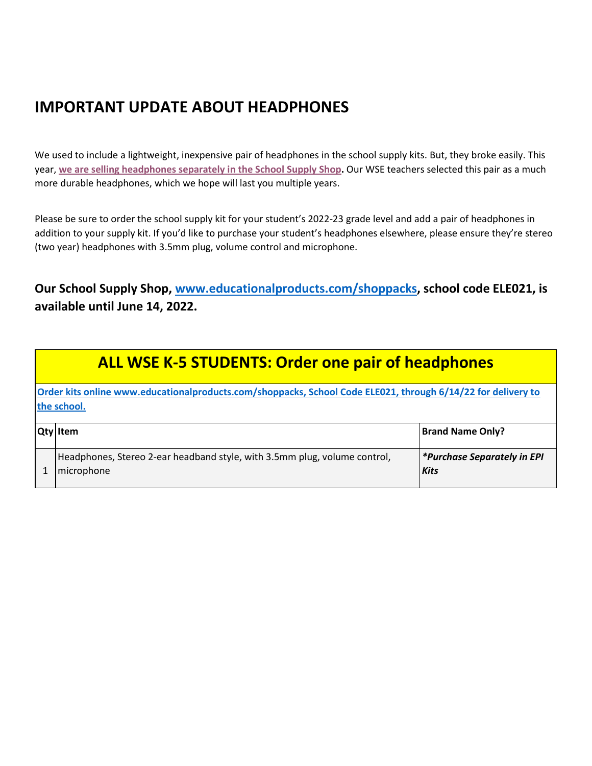# IMPORTANT UPDATE ABOUT HEADPHONES

We used to include a lightweight, inexpensive pair of headphones in the school supply kits. But, they broke easily. This year, **we are selling headphones separately in the School Supply Shop.** Our WSE teachers selected this pair as a much more durable headphones, which we hope will last you multiple years.

Please be sure to order the school supply kit for your student's 2022-23 grade level and add a pair of headphones in addition to your supply kit. If you'd like to purchase your student's headphones elsewhere, please ensure they're stereo (two year) headphones with 3.5mm plug, volume control and microphone.

## Our School Supply Shop, www.educationalproducts.com/shoppacks, school code ELE021, is available until June 14, 2022.

| ALL WSE K-5 STUDENTS: Order one pair of headphones | | |
|---|---|---|
| **Order kits online www.educationalproducts.com/shoppacks, School Code ELE021, through 6/14/22 for delivery to the school.** | | |
| **Qty** | **Item** | **Brand Name Only?** |
| 1 | Headphones, Stereo 2-ear headband style, with 3.5mm plug, volume control, microphone | ***Purchase Separately in EPI Kits** |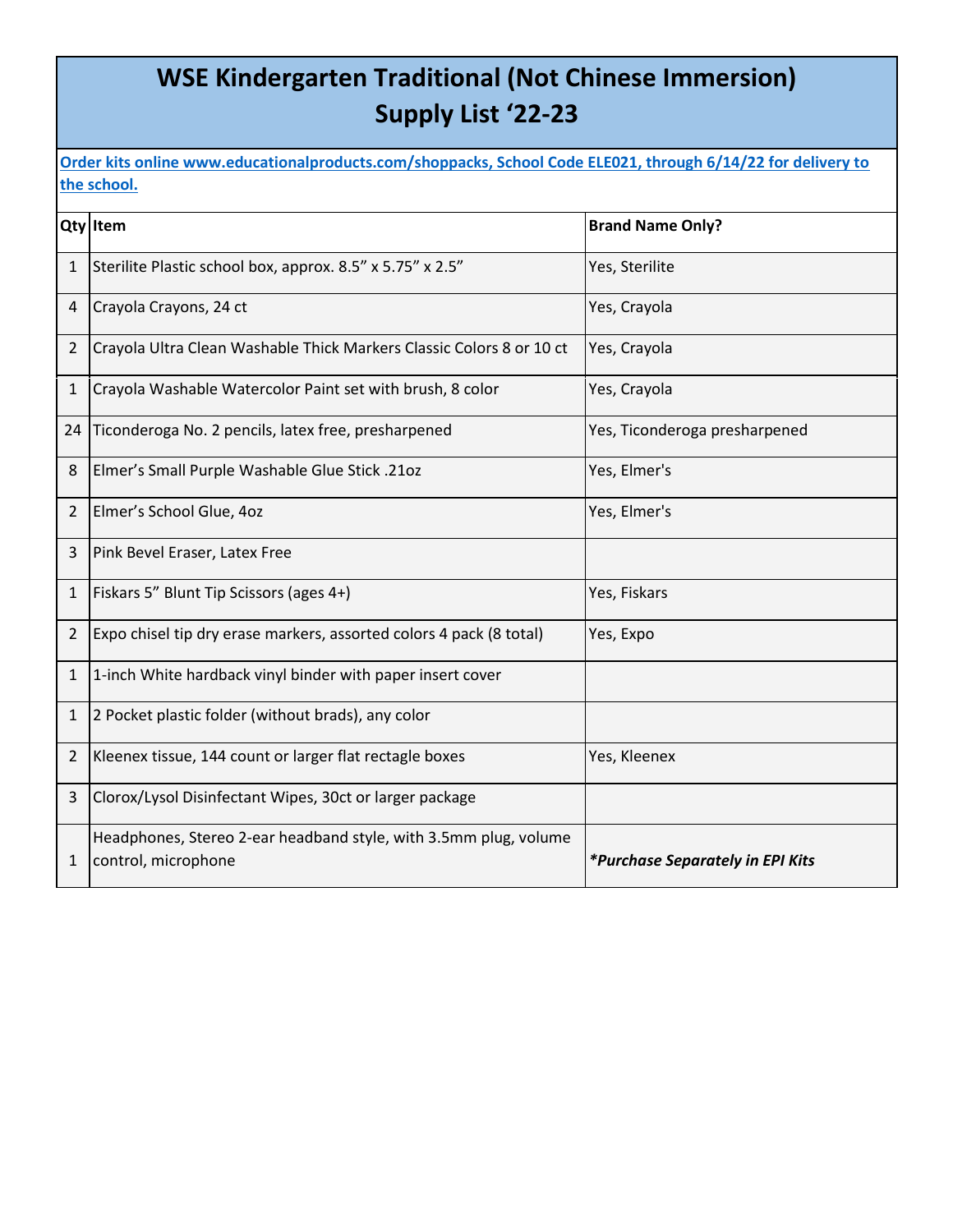# WSE Kindergarten Traditional (Not Chinese Immersion) Supply List '22-23

**Order kits online www.educationalproducts.com/shoppacks, School Code ELE021, through 6/14/22 for delivery to the school.**

| Qty | Item | Brand Name Only? |
|---|---|---|
| 1 | Sterilite Plastic school box, approx. 8.5" x 5.75" x 2.5" | Yes, Sterilite |
| 4 | Crayola Crayons, 24 ct | Yes, Crayola |
| 2 | Crayola Ultra Clean Washable Thick Markers Classic Colors 8 or 10 ct | Yes, Crayola |
| 1 | Crayola Washable Watercolor Paint set with brush, 8 color | Yes, Crayola |
| 24 | Ticonderoga No. 2 pencils, latex free, presharpened | Yes, Ticonderoga presharpened |
| 8 | Elmer's Small Purple Washable Glue Stick .21oz | Yes, Elmer's |
| 2 | Elmer's School Glue, 4oz | Yes, Elmer's |
| 3 | Pink Bevel Eraser, Latex Free | |
| 1 | Fiskars 5" Blunt Tip Scissors (ages 4+) | Yes, Fiskars |
| 2 | Expo chisel tip dry erase markers, assorted colors 4 pack (8 total) | Yes, Expo |
| 1 | 1-inch White hardback vinyl binder with paper insert cover | |
| 1 | 2 Pocket plastic folder (without brads), any color | |
| 2 | Kleenex tissue, 144 count or larger flat rectagle boxes | Yes, Kleenex |
| 3 | Clorox/Lysol Disinfectant Wipes, 30ct or larger package | |
| 1 | Headphones, Stereo 2-ear headband style, with 3.5mm plug, volume control, microphone | ***Purchase Separately in EPI Kits** |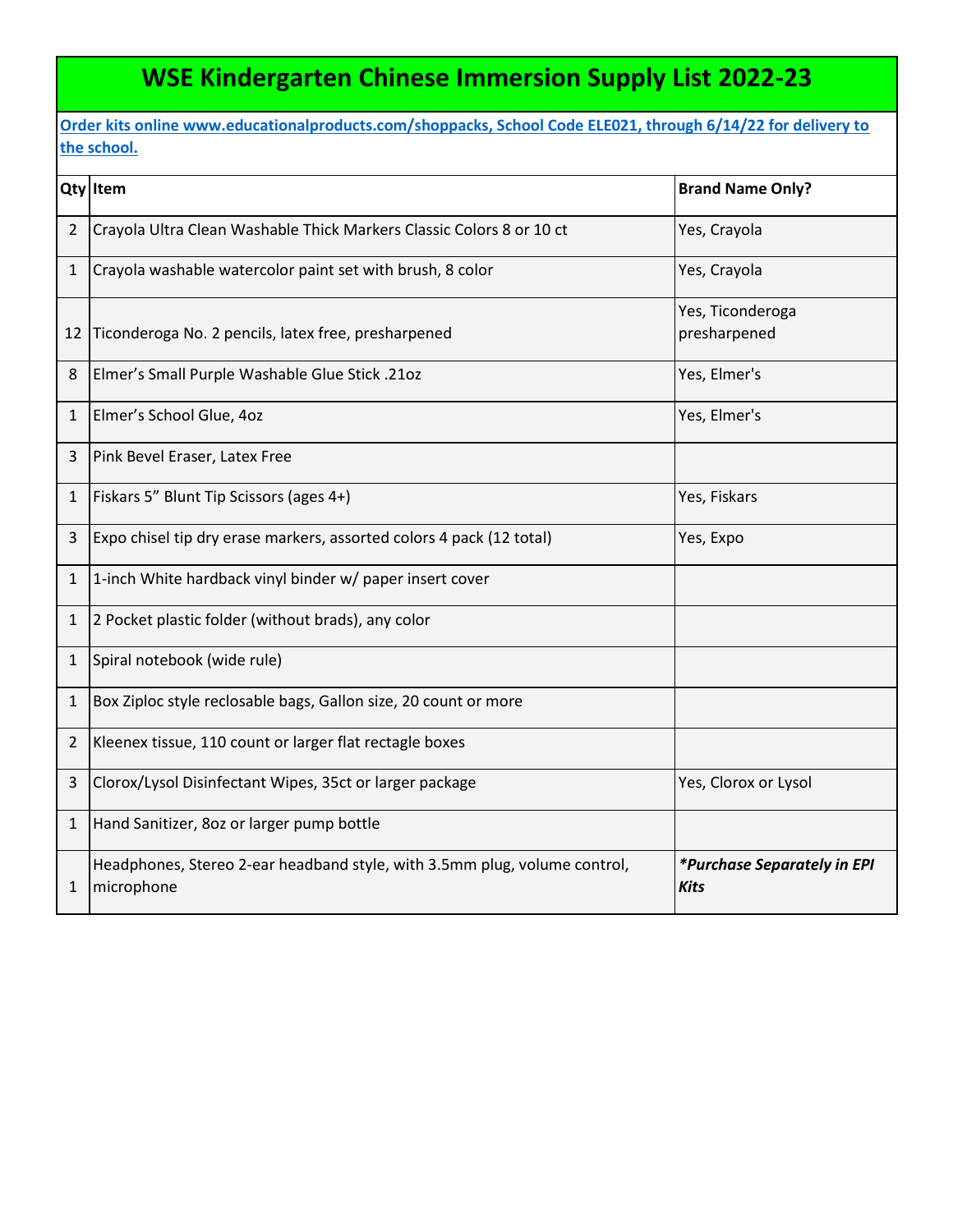# WSE Kindergarten Chinese Immersion Supply List 2022-23

**Order kits online www.educationalproducts.com/shoppacks, School Code ELE021, through 6/14/22 for delivery to the school.**

| Qty | Item | Brand Name Only? |
|---|---|---|
| 2 | Crayola Ultra Clean Washable Thick Markers Classic Colors 8 or 10 ct | Yes, Crayola |
| 1 | Crayola washable watercolor paint set with brush, 8 color | Yes, Crayola |
| 12 | Ticonderoga No. 2 pencils, latex free, presharpened | Yes, Ticonderoga presharpened |
| 8 | Elmer's Small Purple Washable Glue Stick .21oz | Yes, Elmer's |
| 1 | Elmer's School Glue, 4oz | Yes, Elmer's |
| 3 | Pink Bevel Eraser, Latex Free | |
| 1 | Fiskars 5" Blunt Tip Scissors (ages 4+) | Yes, Fiskars |
| 3 | Expo chisel tip dry erase markers, assorted colors 4 pack (12 total) | Yes, Expo |
| 1 | 1-inch White hardback vinyl binder w/ paper insert cover | |
| 1 | 2 Pocket plastic folder (without brads), any color | |
| 1 | Spiral notebook (wide rule) | |
| 1 | Box Ziploc style reclosable bags, Gallon size, 20 count or more | |
| 2 | Kleenex tissue, 110 count or larger flat rectagle boxes | |
| 3 | Clorox/Lysol Disinfectant Wipes, 35ct or larger package | Yes, Clorox or Lysol |
| 1 | Hand Sanitizer, 8oz or larger pump bottle | |
| 1 | Headphones, Stereo 2-ear headband style, with 3.5mm plug, volume control, microphone | ***Purchase Separately in EPI Kits** |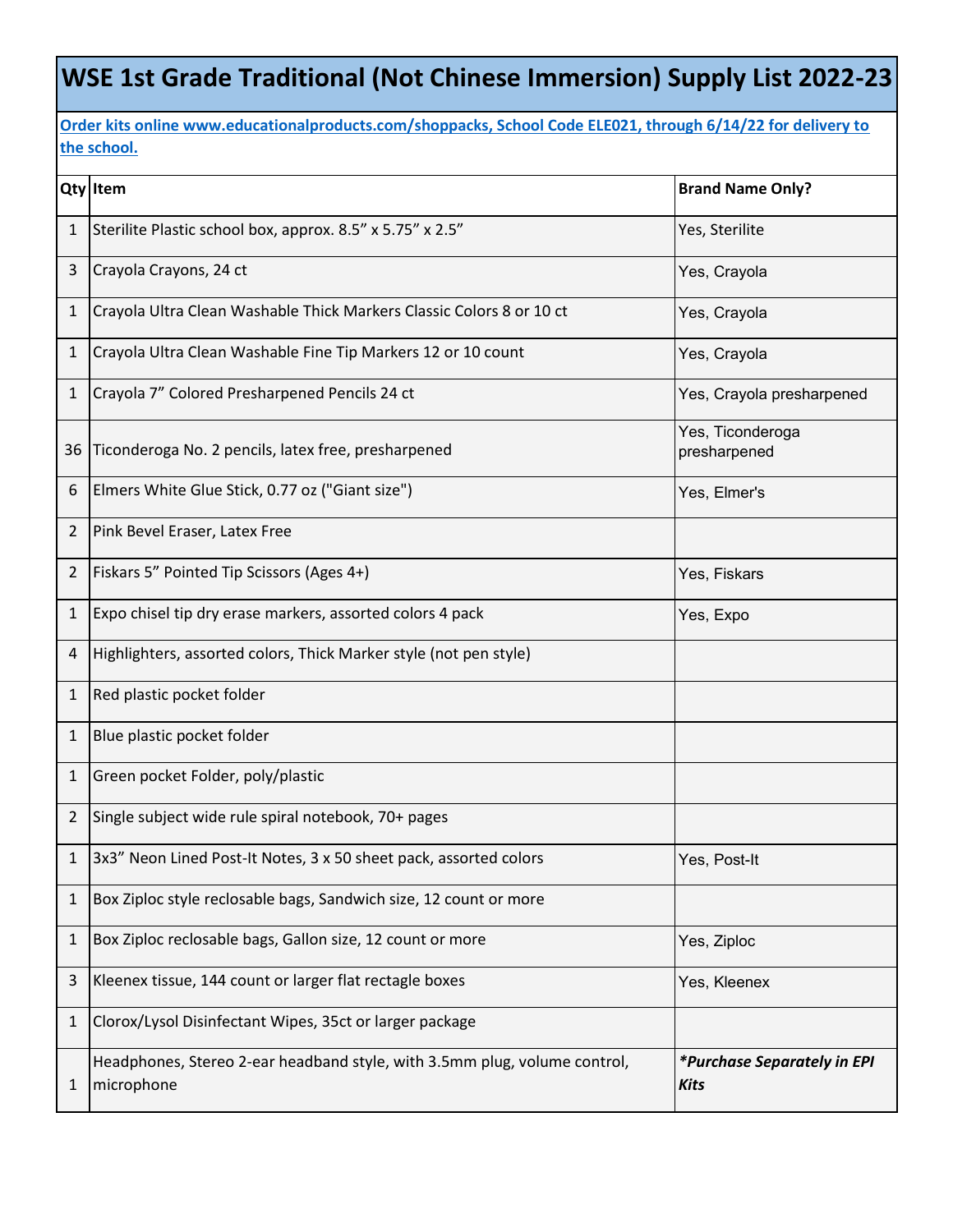# WSE 1st Grade Traditional (Not Chinese Immersion) Supply List 2022-23

**Order kits online www.educationalproducts.com/shoppacks, School Code ELE021, through 6/14/22 for delivery to the school.**

| Qty | Item | Brand Name Only? |
|---|---|---|
| 1 | Sterilite Plastic school box, approx. 8.5” x 5.75” x 2.5” | Yes, Sterilite |
| 3 | Crayola Crayons, 24 ct | Yes, Crayola |
| 1 | Crayola Ultra Clean Washable Thick Markers Classic Colors 8 or 10 ct | Yes, Crayola |
| 1 | Crayola Ultra Clean Washable Fine Tip Markers 12 or 10 count | Yes, Crayola |
| 1 | Crayola 7” Colored Presharpened Pencils 24 ct | Yes, Crayola presharpened |
| 36 | Ticonderoga No. 2 pencils, latex free, presharpened | Yes, Ticonderoga presharpened |
| 6 | Elmers White Glue Stick, 0.77 oz ("Giant size") | Yes, Elmer's |
| 2 | Pink Bevel Eraser, Latex Free | |
| 2 | Fiskars 5” Pointed Tip Scissors (Ages 4+) | Yes, Fiskars |
| 1 | Expo chisel tip dry erase markers, assorted colors 4 pack | Yes, Expo |
| 4 | Highlighters, assorted colors, Thick Marker style (not pen style) | |
| 1 | Red plastic pocket folder | |
| 1 | Blue plastic pocket folder | |
| 1 | Green pocket Folder, poly/plastic | |
| 2 | Single subject wide rule spiral notebook, 70+ pages | |
| 1 | 3x3” Neon Lined Post-It Notes, 3 x 50 sheet pack, assorted colors | Yes, Post-It |
| 1 | Box Ziploc style reclosable bags, Sandwich size, 12 count or more | |
| 1 | Box Ziploc reclosable bags, Gallon size, 12 count or more | Yes, Ziploc |
| 3 | Kleenex tissue, 144 count or larger flat rectagle boxes | Yes, Kleenex |
| 1 | Clorox/Lysol Disinfectant Wipes, 35ct or larger package | |
| 1 | Headphones, Stereo 2-ear headband style, with 3.5mm plug, volume control, microphone | ***Purchase Separately in EPI Kits*** |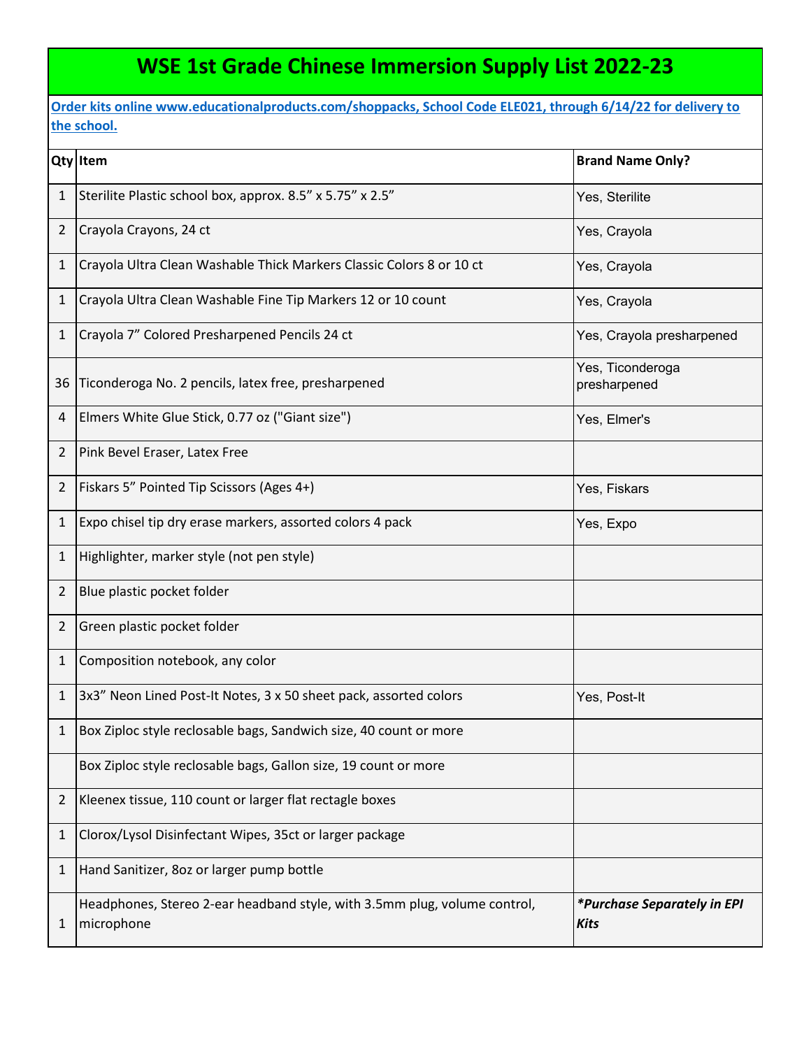# WSE 1st Grade Chinese Immersion Supply List 2022-23

**Order kits online www.educationalproducts.com/shoppacks, School Code ELE021, through 6/14/22 for delivery to the school.**

| Qty | Item | Brand Name Only? |
|---|---|---|
| 1 | Sterilite Plastic school box, approx. 8.5" x 5.75" x 2.5" | Yes, Sterilite |
| 2 | Crayola Crayons, 24 ct | Yes, Crayola |
| 1 | Crayola Ultra Clean Washable Thick Markers Classic Colors 8 or 10 ct | Yes, Crayola |
| 1 | Crayola Ultra Clean Washable Fine Tip Markers 12 or 10 count | Yes, Crayola |
| 1 | Crayola 7" Colored Presharpened Pencils 24 ct | Yes, Crayola presharpened |
| 36 | Ticonderoga No. 2 pencils, latex free, presharpened | Yes, Ticonderoga presharpened |
| 4 | Elmers White Glue Stick, 0.77 oz ("Giant size") | Yes, Elmer's |
| 2 | Pink Bevel Eraser, Latex Free | |
| 2 | Fiskars 5" Pointed Tip Scissors (Ages 4+) | Yes, Fiskars |
| 1 | Expo chisel tip dry erase markers, assorted colors 4 pack | Yes, Expo |
| 1 | Highlighter, marker style (not pen style) | |
| 2 | Blue plastic pocket folder | |
| 2 | Green plastic pocket folder | |
| 1 | Composition notebook, any color | |
| 1 | 3x3" Neon Lined Post-It Notes, 3 x 50 sheet pack, assorted colors | Yes, Post-It |
| 1 | Box Ziploc style reclosable bags, Sandwich size, 40 count or more | |
| | Box Ziploc style reclosable bags, Gallon size, 19 count or more | |
| 2 | Kleenex tissue, 110 count or larger flat rectagle boxes | |
| 1 | Clorox/Lysol Disinfectant Wipes, 35ct or larger package | |
| 1 | Hand Sanitizer, 8oz or larger pump bottle | |
| 1 | Headphones, Stereo 2-ear headband style, with 3.5mm plug, volume control, microphone | ***Purchase Separately in EPI Kits** |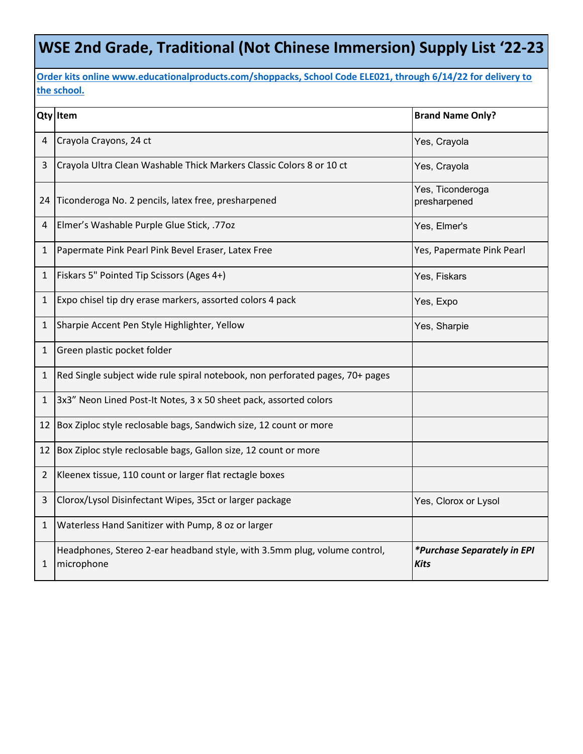# WSE 2nd Grade, Traditional (Not Chinese Immersion) Supply List '22-23

**Order kits online www.educationalproducts.com/shoppacks, School Code ELE021, through 6/14/22 for delivery to the school.**

| Qty | Item | Brand Name Only? |
|---|---|---|
| 4 | Crayola Crayons, 24 ct | Yes, Crayola |
| 3 | Crayola Ultra Clean Washable Thick Markers Classic Colors 8 or 10 ct | Yes, Crayola |
| 24 | Ticonderoga No. 2 pencils, latex free, presharpened | Yes, Ticonderoga presharpened |
| 4 | Elmer's Washable Purple Glue Stick, .77oz | Yes, Elmer's |
| 1 | Papermate Pink Pearl Pink Bevel Eraser, Latex Free | Yes, Papermate Pink Pearl |
| 1 | Fiskars 5" Pointed Tip Scissors (Ages 4+) | Yes, Fiskars |
| 1 | Expo chisel tip dry erase markers, assorted colors 4 pack | Yes, Expo |
| 1 | Sharpie Accent Pen Style Highlighter, Yellow | Yes, Sharpie |
| 1 | Green plastic pocket folder | |
| 1 | Red Single subject wide rule spiral notebook, non perforated pages, 70+ pages | |
| 1 | 3x3" Neon Lined Post-It Notes, 3 x 50 sheet pack, assorted colors | |
| 12 | Box Ziploc style reclosable bags, Sandwich size, 12 count or more | |
| 12 | Box Ziploc style reclosable bags, Gallon size, 12 count or more | |
| 2 | Kleenex tissue, 110 count or larger flat rectagle boxes | |
| 3 | Clorox/Lysol Disinfectant Wipes, 35ct or larger package | Yes, Clorox or Lysol |
| 1 | Waterless Hand Sanitizer with Pump, 8 oz or larger | |
| 1 | Headphones, Stereo 2-ear headband style, with 3.5mm plug, volume control, microphone | ***Purchase Separately in EPI Kits*** |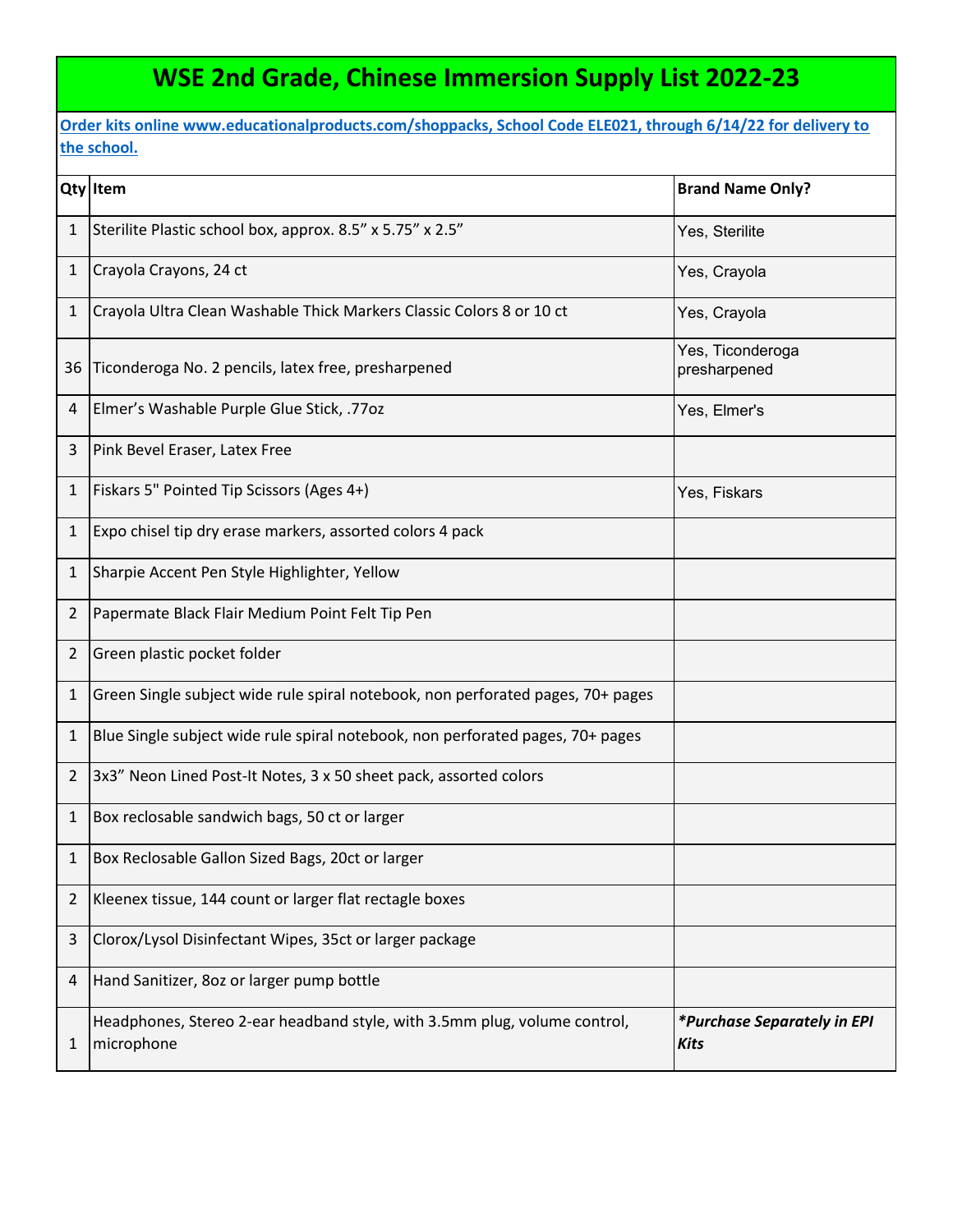# WSE 2nd Grade, Chinese Immersion Supply List 2022-23

**Order kits online www.educationalproducts.com/shoppacks, School Code ELE021, through 6/14/22 for delivery to the school.**

| Qty | Item | Brand Name Only? |
|---|---|---|
| 1 | Sterilite Plastic school box, approx. 8.5" x 5.75" x 2.5" | Yes, Sterilite |
| 1 | Crayola Crayons, 24 ct | Yes, Crayola |
| 1 | Crayola Ultra Clean Washable Thick Markers Classic Colors 8 or 10 ct | Yes, Crayola |
| 36 | Ticonderoga No. 2 pencils, latex free, presharpened | Yes, Ticonderoga presharpened |
| 4 | Elmer's Washable Purple Glue Stick, .77oz | Yes, Elmer's |
| 3 | Pink Bevel Eraser, Latex Free | |
| 1 | Fiskars 5" Pointed Tip Scissors (Ages 4+) | Yes, Fiskars |
| 1 | Expo chisel tip dry erase markers, assorted colors 4 pack | |
| 1 | Sharpie Accent Pen Style Highlighter, Yellow | |
| 2 | Papermate Black Flair Medium Point Felt Tip Pen | |
| 2 | Green plastic pocket folder | |
| 1 | Green Single subject wide rule spiral notebook, non perforated pages, 70+ pages | |
| 1 | Blue Single subject wide rule spiral notebook, non perforated pages, 70+ pages | |
| 2 | 3x3" Neon Lined Post-It Notes, 3 x 50 sheet pack, assorted colors | |
| 1 | Box reclosable sandwich bags, 50 ct or larger | |
| 1 | Box Reclosable Gallon Sized Bags, 20ct or larger | |
| 2 | Kleenex tissue, 144 count or larger flat rectagle boxes | |
| 3 | Clorox/Lysol Disinfectant Wipes, 35ct or larger package | |
| 4 | Hand Sanitizer, 8oz or larger pump bottle | |
| 1 | Headphones, Stereo 2-ear headband style, with 3.5mm plug, volume control, microphone | ***Purchase Separately in EPI Kits** |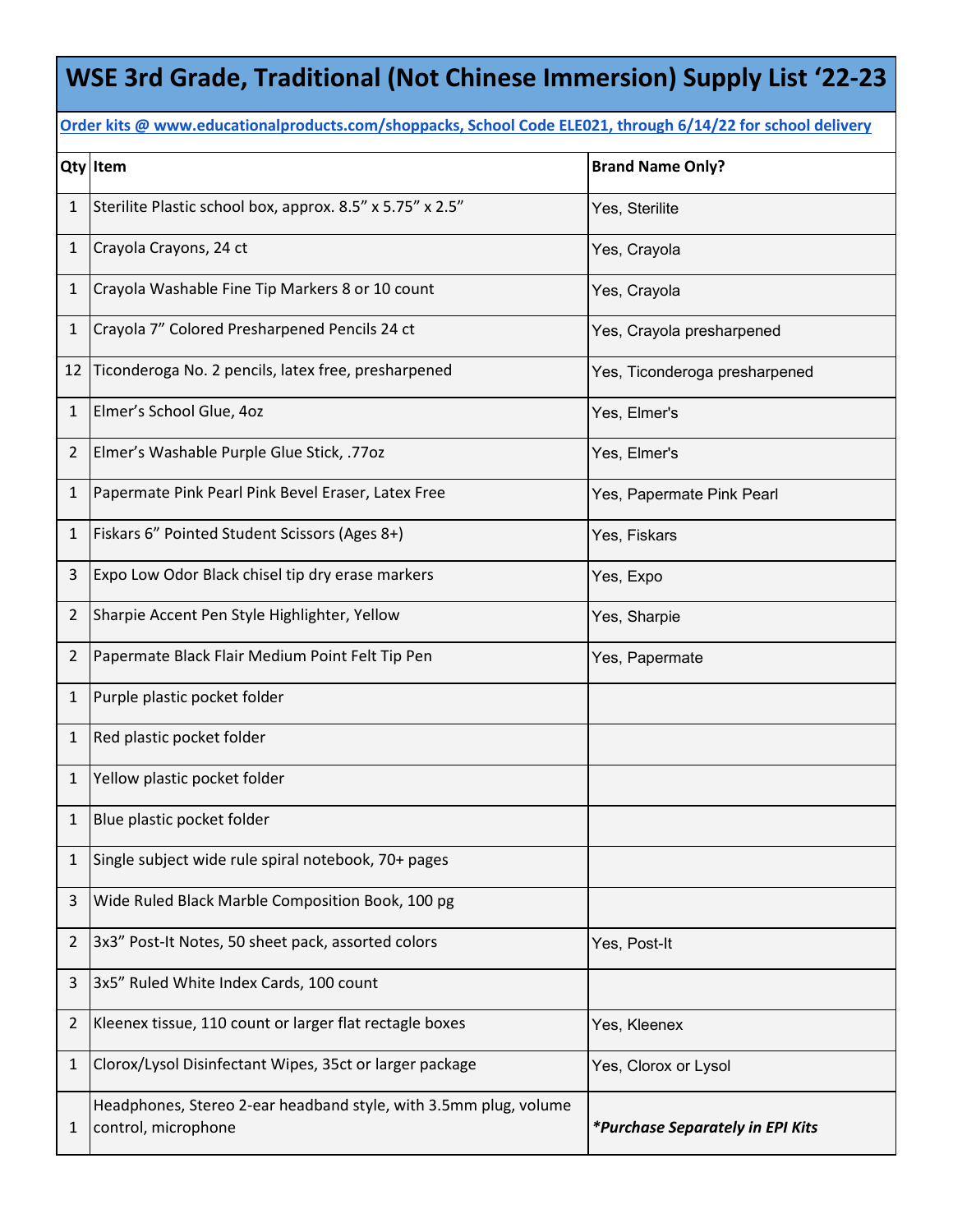# WSE 3rd Grade, Traditional (Not Chinese Immersion) Supply List '22-23

**Order kits @ www.educationalproducts.com/shoppacks, School Code ELE021, through 6/14/22 for school delivery**

| Qty | Item | Brand Name Only? |
|---|---|---|
| 1 | Sterilite Plastic school box, approx. 8.5" x 5.75" x 2.5" | Yes, Sterilite |
| 1 | Crayola Crayons, 24 ct | Yes, Crayola |
| 1 | Crayola Washable Fine Tip Markers 8 or 10 count | Yes, Crayola |
| 1 | Crayola 7" Colored Presharpened Pencils 24 ct | Yes, Crayola presharpened |
| 12 | Ticonderoga No. 2 pencils, latex free, presharpened | Yes, Ticonderoga presharpened |
| 1 | Elmer's School Glue, 4oz | Yes, Elmer's |
| 2 | Elmer's Washable Purple Glue Stick, .77oz | Yes, Elmer's |
| 1 | Papermate Pink Pearl Pink Bevel Eraser, Latex Free | Yes, Papermate Pink Pearl |
| 1 | Fiskars 6" Pointed Student Scissors (Ages 8+) | Yes, Fiskars |
| 3 | Expo Low Odor Black chisel tip dry erase markers | Yes, Expo |
| 2 | Sharpie Accent Pen Style Highlighter, Yellow | Yes, Sharpie |
| 2 | Papermate Black Flair Medium Point Felt Tip Pen | Yes, Papermate |
| 1 | Purple plastic pocket folder | |
| 1 | Red plastic pocket folder | |
| 1 | Yellow plastic pocket folder | |
| 1 | Blue plastic pocket folder | |
| 1 | Single subject wide rule spiral notebook, 70+ pages | |
| 3 | Wide Ruled Black Marble Composition Book, 100 pg | |
| 2 | 3x3" Post-It Notes, 50 sheet pack, assorted colors | Yes, Post-It |
| 3 | 3x5" Ruled White Index Cards, 100 count | |
| 2 | Kleenex tissue, 110 count or larger flat rectagle boxes | Yes, Kleenex |
| 1 | Clorox/Lysol Disinfectant Wipes, 35ct or larger package | Yes, Clorox or Lysol |
| 1 | Headphones, Stereo 2-ear headband style, with 3.5mm plug, volume control, microphone | ***Purchase Separately in EPI Kits** |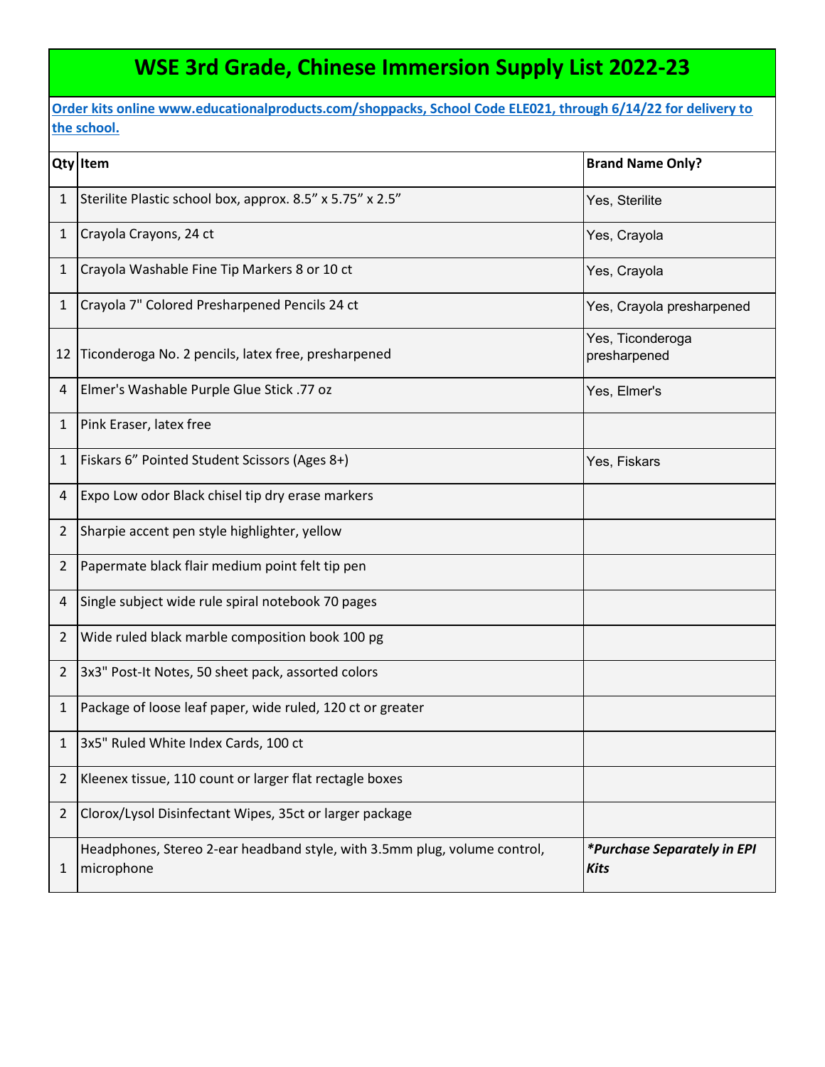# WSE 3rd Grade, Chinese Immersion Supply List 2022-23

**Order kits online www.educationalproducts.com/shoppacks, School Code ELE021, through 6/14/22 for delivery to the school.**

| Qty | Item | Brand Name Only? |
|---|---|---|
| 1 | Sterilite Plastic school box, approx. 8.5” x 5.75” x 2.5” | Yes, Sterilite |
| 1 | Crayola Crayons, 24 ct | Yes, Crayola |
| 1 | Crayola Washable Fine Tip Markers 8 or 10 ct | Yes, Crayola |
| 1 | Crayola 7" Colored Presharpened Pencils 24 ct | Yes, Crayola presharpened |
| 12 | Ticonderoga No. 2 pencils, latex free, presharpened | Yes, Ticonderoga presharpened |
| 4 | Elmer's Washable Purple Glue Stick .77 oz | Yes, Elmer's |
| 1 | Pink Eraser, latex free | |
| 1 | Fiskars 6” Pointed Student Scissors (Ages 8+) | Yes, Fiskars |
| 4 | Expo Low odor Black chisel tip dry erase markers | |
| 2 | Sharpie accent pen style highlighter, yellow | |
| 2 | Papermate black flair medium point felt tip pen | |
| 4 | Single subject wide rule spiral notebook 70 pages | |
| 2 | Wide ruled black marble composition book 100 pg | |
| 2 | 3x3" Post-It Notes, 50 sheet pack, assorted colors | |
| 1 | Package of loose leaf paper, wide ruled, 120 ct or greater | |
| 1 | 3x5" Ruled White Index Cards, 100 ct | |
| 2 | Kleenex tissue, 110 count or larger flat rectagle boxes | |
| 2 | Clorox/Lysol Disinfectant Wipes, 35ct or larger package | |
| 1 | Headphones, Stereo 2-ear headband style, with 3.5mm plug, volume control, microphone | ***Purchase Separately in EPI Kits** |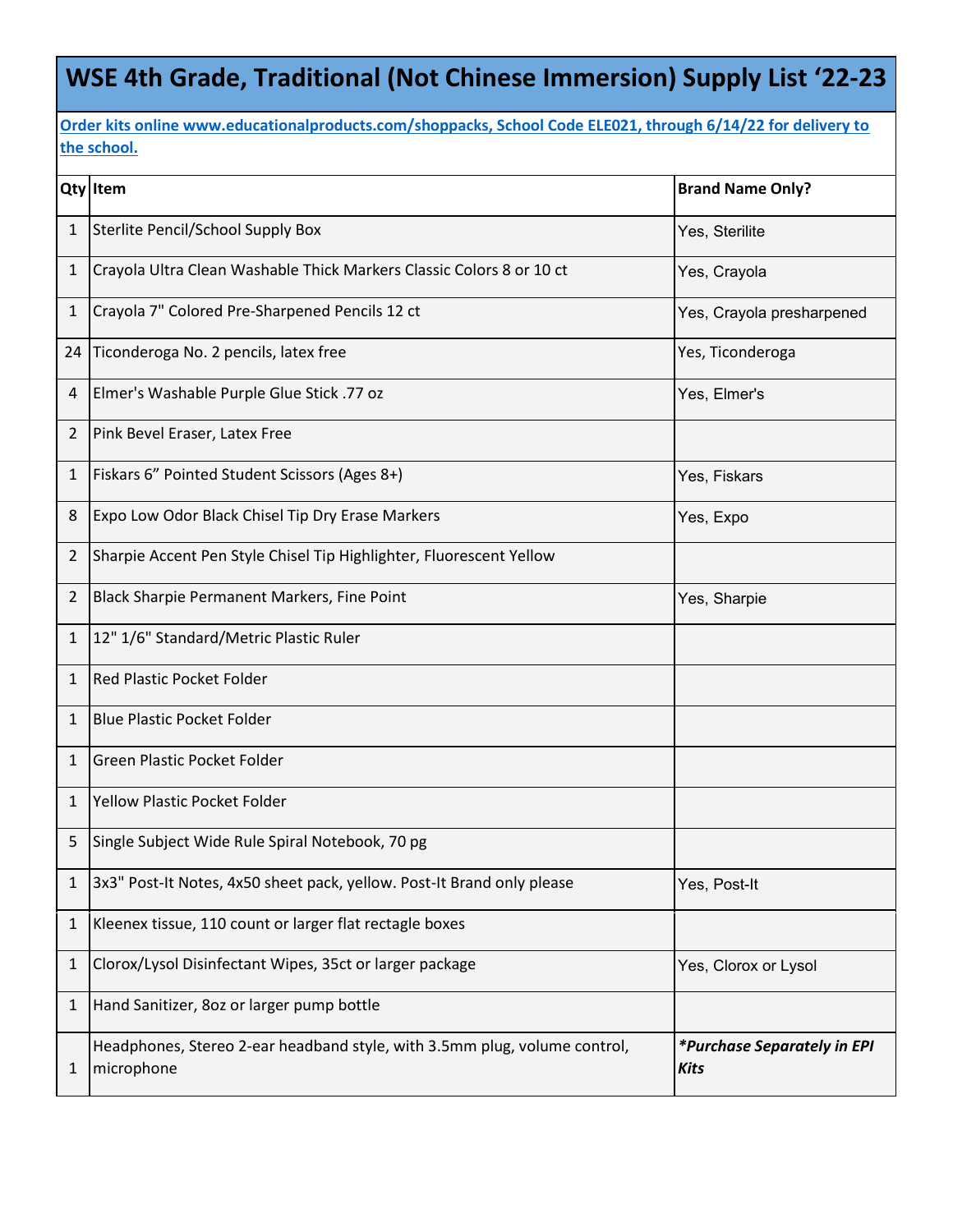# WSE 4th Grade, Traditional (Not Chinese Immersion) Supply List '22-23

**Order kits online www.educationalproducts.com/shoppacks, School Code ELE021, through 6/14/22 for delivery to the school.**

| Qty | Item | Brand Name Only? |
|---|---|---|
| 1 | Sterlite Pencil/School Supply Box | Yes, Sterilite |
| 1 | Crayola Ultra Clean Washable Thick Markers Classic Colors 8 or 10 ct | Yes, Crayola |
| 1 | Crayola 7" Colored Pre-Sharpened Pencils 12 ct | Yes, Crayola presharpened |
| 24 | Ticonderoga No. 2 pencils, latex free | Yes, Ticonderoga |
| 4 | Elmer's Washable Purple Glue Stick .77 oz | Yes, Elmer's |
| 2 | Pink Bevel Eraser, Latex Free | |
| 1 | Fiskars 6" Pointed Student Scissors (Ages 8+) | Yes, Fiskars |
| 8 | Expo Low Odor Black Chisel Tip Dry Erase Markers | Yes, Expo |
| 2 | Sharpie Accent Pen Style Chisel Tip Highlighter, Fluorescent Yellow | |
| 2 | Black Sharpie Permanent Markers, Fine Point | Yes, Sharpie |
| 1 | 12" 1/6" Standard/Metric Plastic Ruler | |
| 1 | Red Plastic Pocket Folder | |
| 1 | Blue Plastic Pocket Folder | |
| 1 | Green Plastic Pocket Folder | |
| 1 | Yellow Plastic Pocket Folder | |
| 5 | Single Subject Wide Rule Spiral Notebook, 70 pg | |
| 1 | 3x3" Post-It Notes, 4x50 sheet pack, yellow. Post-It Brand only please | Yes, Post-It |
| 1 | Kleenex tissue, 110 count or larger flat rectagle boxes | |
| 1 | Clorox/Lysol Disinfectant Wipes, 35ct or larger package | Yes, Clorox or Lysol |
| 1 | Hand Sanitizer, 8oz or larger pump bottle | |
| 1 | Headphones, Stereo 2-ear headband style, with 3.5mm plug, volume control, microphone | ***Purchase Separately in EPI Kits** |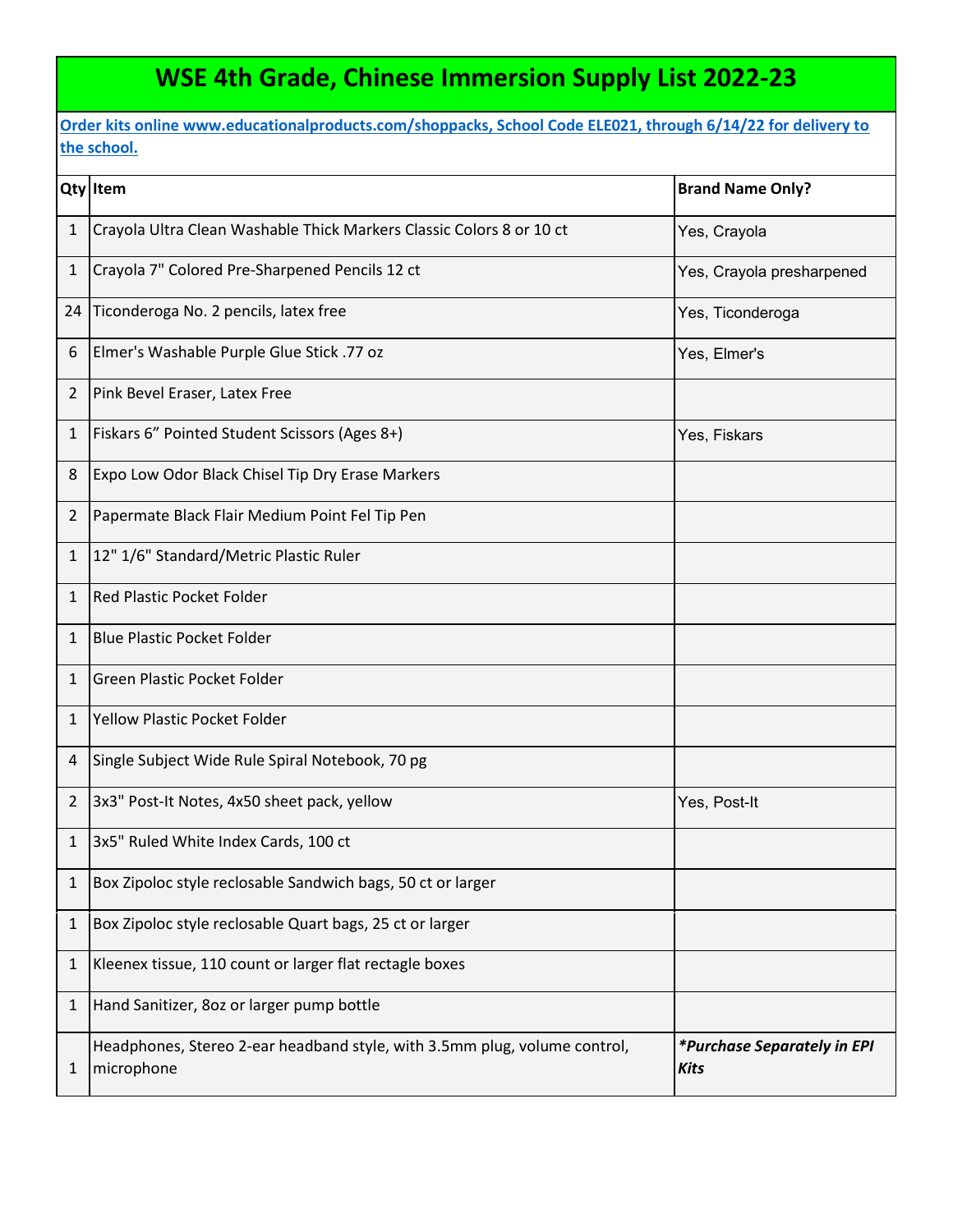# WSE 4th Grade, Chinese Immersion Supply List 2022-23

**Order kits online www.educationalproducts.com/shoppacks, School Code ELE021, through 6/14/22 for delivery to the school.**

| Qty | Item | Brand Name Only? |
|---|---|---|
| 1 | Crayola Ultra Clean Washable Thick Markers Classic Colors 8 or 10 ct | Yes, Crayola |
| 1 | Crayola 7" Colored Pre-Sharpened Pencils 12 ct | Yes, Crayola presharpened |
| 24 | Ticonderoga No. 2 pencils, latex free | Yes, Ticonderoga |
| 6 | Elmer's Washable Purple Glue Stick .77 oz | Yes, Elmer's |
| 2 | Pink Bevel Eraser, Latex Free | |
| 1 | Fiskars 6” Pointed Student Scissors (Ages 8+) | Yes, Fiskars |
| 8 | Expo Low Odor Black Chisel Tip Dry Erase Markers | |
| 2 | Papermate Black Flair Medium Point Fel Tip Pen | |
| 1 | 12" 1/6" Standard/Metric Plastic Ruler | |
| 1 | Red Plastic Pocket Folder | |
| 1 | Blue Plastic Pocket Folder | |
| 1 | Green Plastic Pocket Folder | |
| 1 | Yellow Plastic Pocket Folder | |
| 4 | Single Subject Wide Rule Spiral Notebook, 70 pg | |
| 2 | 3x3" Post-It Notes, 4x50 sheet pack, yellow | Yes, Post-It |
| 1 | 3x5" Ruled White Index Cards, 100 ct | |
| 1 | Box Zipoloc style reclosable Sandwich bags, 50 ct or larger | |
| 1 | Box Zipoloc style reclosable Quart bags, 25 ct or larger | |
| 1 | Kleenex tissue, 110 count or larger flat rectagle boxes | |
| 1 | Hand Sanitizer, 8oz or larger pump bottle | |
| 1 | Headphones, Stereo 2-ear headband style, with 3.5mm plug, volume control, microphone | ***Purchase Separately in EPI Kits*** |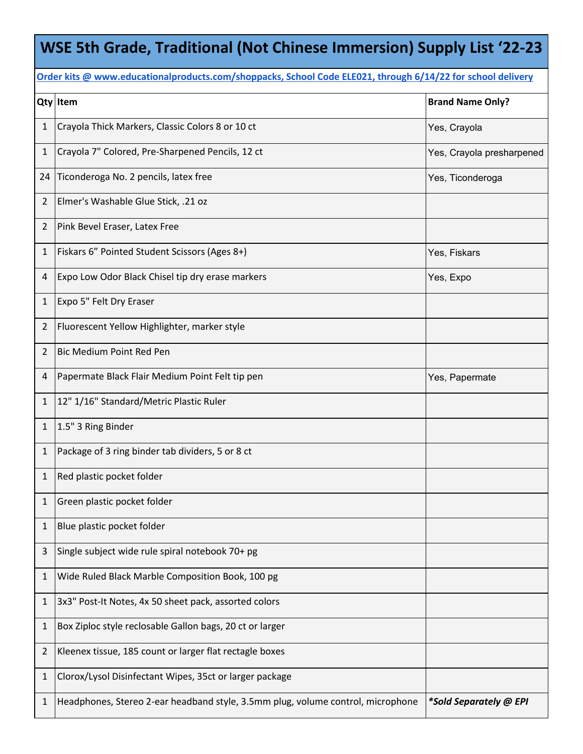# WSE 5th Grade, Traditional (Not Chinese Immersion) Supply List '22-23

**Order kits @ www.educationalproducts.com/shoppacks, School Code ELE021, through 6/14/22 for school delivery**

| Qty | Item | Brand Name Only? |
|---|---|---|
| 1 | Crayola Thick Markers, Classic Colors 8 or 10 ct | Yes, Crayola |
| 1 | Crayola 7" Colored, Pre-Sharpened Pencils, 12 ct | Yes, Crayola presharpened |
| 24 | Ticonderoga No. 2 pencils, latex free | Yes, Ticonderoga |
| 2 | Elmer's Washable Glue Stick, .21 oz | |
| 2 | Pink Bevel Eraser, Latex Free | |
| 1 | Fiskars 6" Pointed Student Scissors (Ages 8+) | Yes, Fiskars |
| 4 | Expo Low Odor Black Chisel tip dry erase markers | Yes, Expo |
| 1 | Expo 5" Felt Dry Eraser | |
| 2 | Fluorescent Yellow Highlighter, marker style | |
| 2 | Bic Medium Point Red Pen | |
| 4 | Papermate Black Flair Medium Point Felt tip pen | Yes, Papermate |
| 1 | 12" 1/16" Standard/Metric Plastic Ruler | |
| 1 | 1.5" 3 Ring Binder | |
| 1 | Package of 3 ring binder tab dividers, 5 or 8 ct | |
| 1 | Red plastic pocket folder | |
| 1 | Green plastic pocket folder | |
| 1 | Blue plastic pocket folder | |
| 3 | Single subject wide rule spiral notebook 70+ pg | |
| 1 | Wide Ruled Black Marble Composition Book, 100 pg | |
| 1 | 3x3" Post-It Notes, 4x 50 sheet pack, assorted colors | |
| 1 | Box Ziploc style reclosable Gallon bags, 20 ct or larger | |
| 2 | Kleenex tissue, 185 count or larger flat rectagle boxes | |
| 1 | Clorox/Lysol Disinfectant Wipes, 35ct or larger package | |
| 1 | Headphones, Stereo 2-ear headband style, 3.5mm plug, volume control, microphone | ***Sold Separately @ EPI** |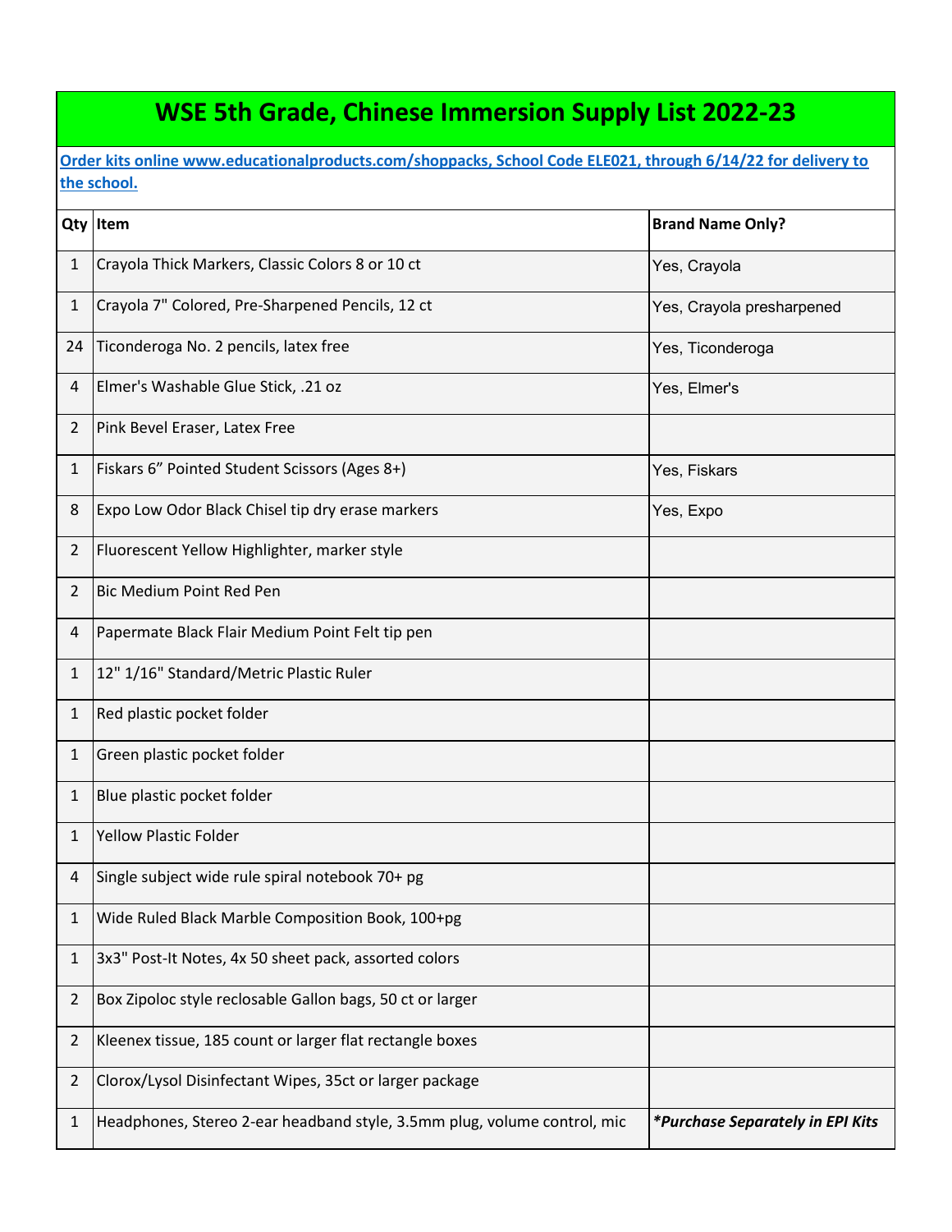# WSE 5th Grade, Chinese Immersion Supply List 2022-23

**Order kits online www.educationalproducts.com/shoppacks, School Code ELE021, through 6/14/22 for delivery to the school.**

| Qty | Item | Brand Name Only? |
|---|---|---|
| 1 | Crayola Thick Markers, Classic Colors 8 or 10 ct | Yes, Crayola |
| 1 | Crayola 7" Colored, Pre-Sharpened Pencils, 12 ct | Yes, Crayola presharpened |
| 24 | Ticonderoga No. 2 pencils, latex free | Yes, Ticonderoga |
| 4 | Elmer's Washable Glue Stick, .21 oz | Yes, Elmer's |
| 2 | Pink Bevel Eraser, Latex Free | |
| 1 | Fiskars 6” Pointed Student Scissors (Ages 8+) | Yes, Fiskars |
| 8 | Expo Low Odor Black Chisel tip dry erase markers | Yes, Expo |
| 2 | Fluorescent Yellow Highlighter, marker style | |
| 2 | Bic Medium Point Red Pen | |
| 4 | Papermate Black Flair Medium Point Felt tip pen | |
| 1 | 12" 1/16" Standard/Metric Plastic Ruler | |
| 1 | Red plastic pocket folder | |
| 1 | Green plastic pocket folder | |
| 1 | Blue plastic pocket folder | |
| 1 | Yellow Plastic Folder | |
| 4 | Single subject wide rule spiral notebook 70+ pg | |
| 1 | Wide Ruled Black Marble Composition Book, 100+pg | |
| 1 | 3x3" Post-It Notes, 4x 50 sheet pack, assorted colors | |
| 2 | Box Zipoloc style reclosable Gallon bags, 50 ct or larger | |
| 2 | Kleenex tissue, 185 count or larger flat rectangle boxes | |
| 2 | Clorox/Lysol Disinfectant Wipes, 35ct or larger package | |
| 1 | Headphones, Stereo 2-ear headband style, 3.5mm plug, volume control, mic | ***Purchase Separately in EPI Kits** |